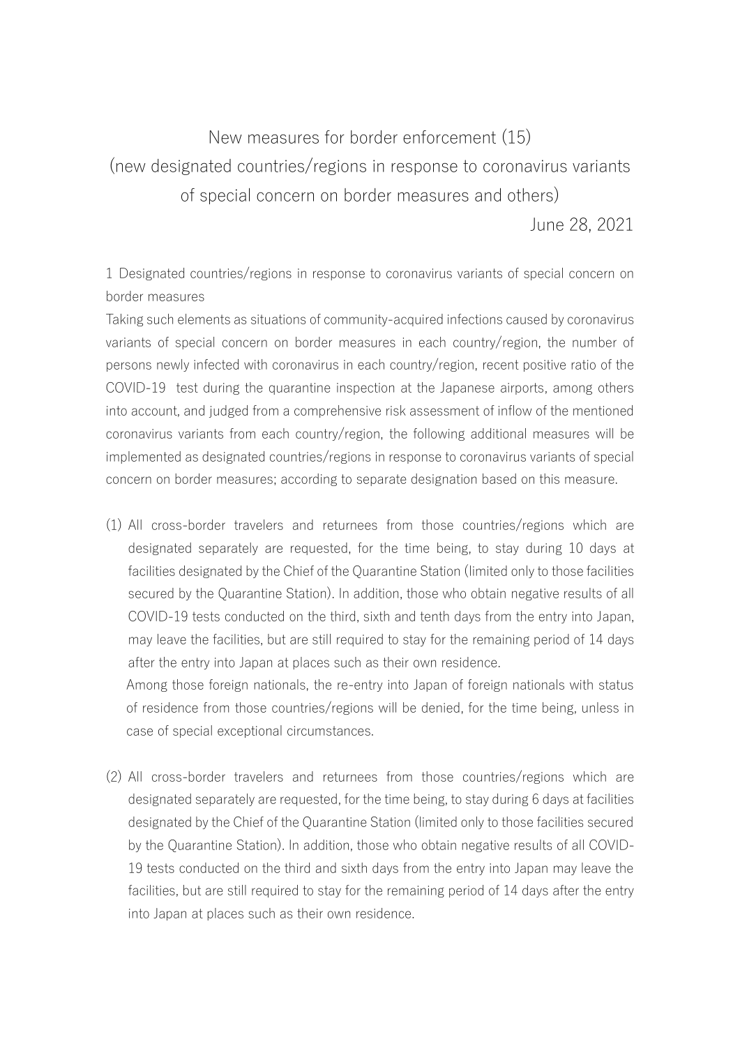# New measures for border enforcement (15)
# (new designated countries/regions in response to coronavirus variants of special concern on border measures and others)

June 28, 2021

## 1 Designated countries/regions in response to coronavirus variants of special concern on border measures

Taking such elements as situations of community-acquired infections caused by coronavirus variants of special concern on border measures in each country/region, the number of persons newly infected with coronavirus in each country/region, recent positive ratio of the COVID-19 test during the quarantine inspection at the Japanese airports, among others into account, and judged from a comprehensive risk assessment of inflow of the mentioned coronavirus variants from each country/region, the following additional measures will be implemented as designated countries/regions in response to coronavirus variants of special concern on border measures; according to separate designation based on this measure.

(1) All cross-border travelers and returnees from those countries/regions which are designated separately are requested, for the time being, to stay during 10 days at facilities designated by the Chief of the Quarantine Station (limited only to those facilities secured by the Quarantine Station). In addition, those who obtain negative results of all COVID-19 tests conducted on the third, sixth and tenth days from the entry into Japan, may leave the facilities, but are still required to stay for the remaining period of 14 days after the entry into Japan at places such as their own residence.

Among those foreign nationals, the re-entry into Japan of foreign nationals with status of residence from those countries/regions will be denied, for the time being, unless in case of special exceptional circumstances.

(2) All cross-border travelers and returnees from those countries/regions which are designated separately are requested, for the time being, to stay during 6 days at facilities designated by the Chief of the Quarantine Station (limited only to those facilities secured by the Quarantine Station). In addition, those who obtain negative results of all COVID-19 tests conducted on the third and sixth days from the entry into Japan may leave the facilities, but are still required to stay for the remaining period of 14 days after the entry into Japan at places such as their own residence.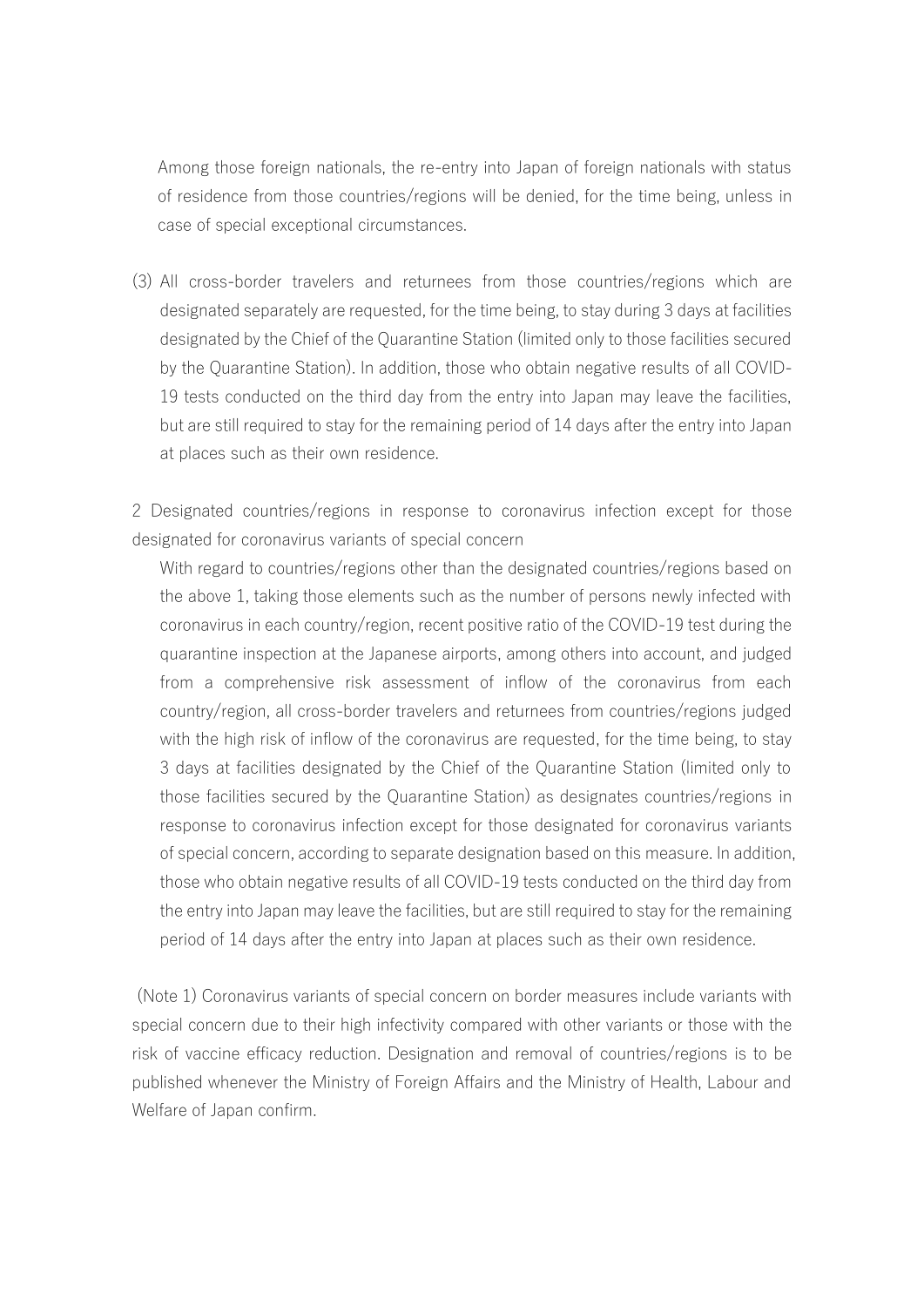Among those foreign nationals, the re-entry into Japan of foreign nationals with status of residence from those countries/regions will be denied, for the time being, unless in case of special exceptional circumstances.

(3) All cross-border travelers and returnees from those countries/regions which are designated separately are requested, for the time being, to stay during 3 days at facilities designated by the Chief of the Quarantine Station (limited only to those facilities secured by the Quarantine Station). In addition, those who obtain negative results of all COVID-19 tests conducted on the third day from the entry into Japan may leave the facilities, but are still required to stay for the remaining period of 14 days after the entry into Japan at places such as their own residence.

2 Designated countries/regions in response to coronavirus infection except for those designated for coronavirus variants of special concern

With regard to countries/regions other than the designated countries/regions based on the above 1, taking those elements such as the number of persons newly infected with coronavirus in each country/region, recent positive ratio of the COVID-19 test during the quarantine inspection at the Japanese airports, among others into account, and judged from a comprehensive risk assessment of inflow of the coronavirus from each country/region, all cross-border travelers and returnees from countries/regions judged with the high risk of inflow of the coronavirus are requested, for the time being, to stay 3 days at facilities designated by the Chief of the Quarantine Station (limited only to those facilities secured by the Quarantine Station) as designates countries/regions in response to coronavirus infection except for those designated for coronavirus variants of special concern, according to separate designation based on this measure. In addition, those who obtain negative results of all COVID-19 tests conducted on the third day from the entry into Japan may leave the facilities, but are still required to stay for the remaining period of 14 days after the entry into Japan at places such as their own residence.

(Note 1) Coronavirus variants of special concern on border measures include variants with special concern due to their high infectivity compared with other variants or those with the risk of vaccine efficacy reduction. Designation and removal of countries/regions is to be published whenever the Ministry of Foreign Affairs and the Ministry of Health, Labour and Welfare of Japan confirm.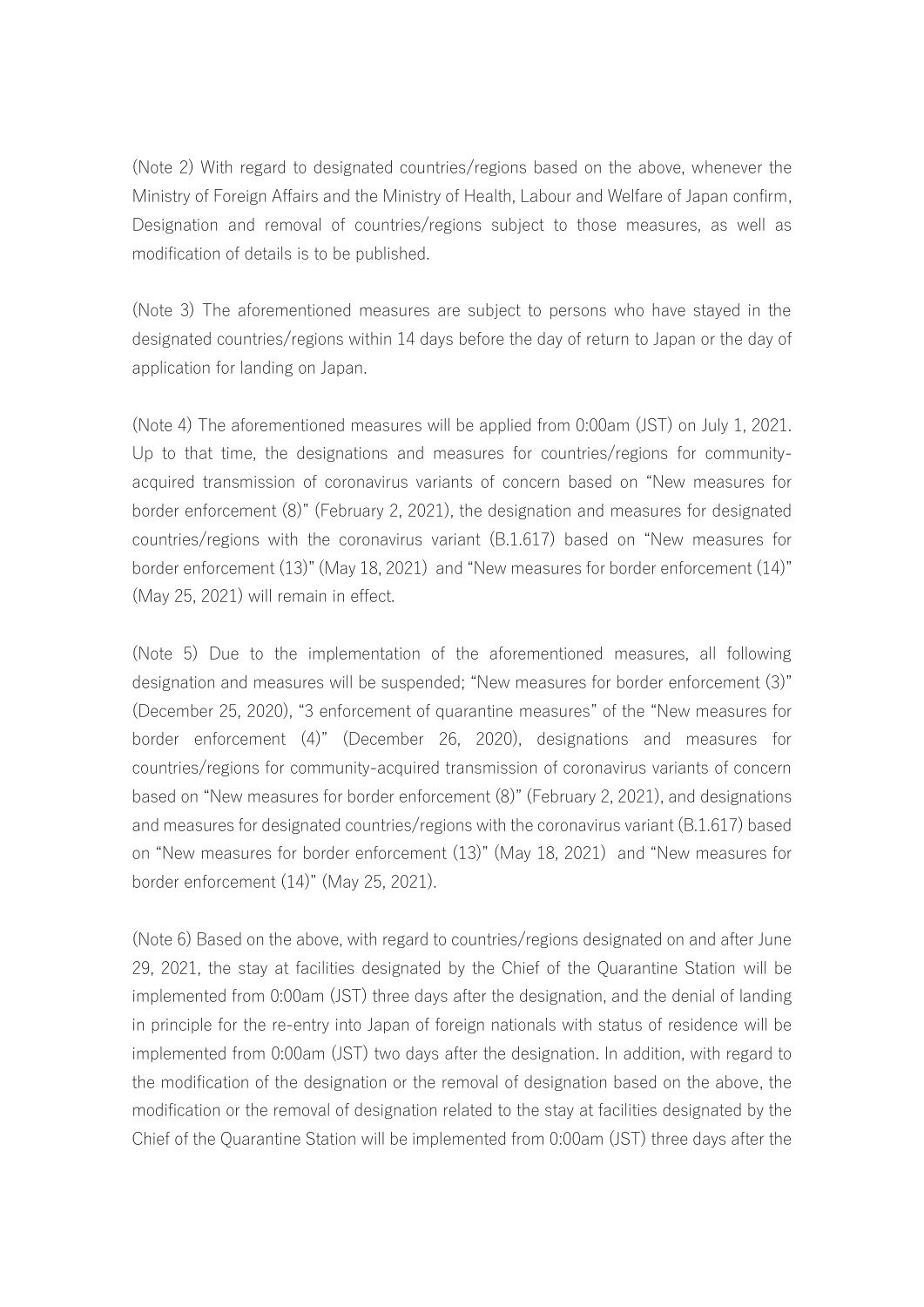(Note 2) With regard to designated countries/regions based on the above, whenever the Ministry of Foreign Affairs and the Ministry of Health, Labour and Welfare of Japan confirm, Designation and removal of countries/regions subject to those measures, as well as modification of details is to be published.

(Note 3) The aforementioned measures are subject to persons who have stayed in the designated countries/regions within 14 days before the day of return to Japan or the day of application for landing on Japan.

(Note 4) The aforementioned measures will be applied from 0:00am (JST) on July 1, 2021. Up to that time, the designations and measures for countries/regions for community-acquired transmission of coronavirus variants of concern based on "New measures for border enforcement (8)" (February 2, 2021), the designation and measures for designated countries/regions with the coronavirus variant (B.1.617) based on "New measures for border enforcement (13)" (May 18, 2021) and "New measures for border enforcement (14)" (May 25, 2021) will remain in effect.

(Note 5) Due to the implementation of the aforementioned measures, all following designation and measures will be suspended; "New measures for border enforcement (3)" (December 25, 2020), "3 enforcement of quarantine measures" of the "New measures for border enforcement (4)" (December 26, 2020), designations and measures for countries/regions for community-acquired transmission of coronavirus variants of concern based on "New measures for border enforcement (8)" (February 2, 2021), and designations and measures for designated countries/regions with the coronavirus variant (B.1.617) based on "New measures for border enforcement (13)" (May 18, 2021) and "New measures for border enforcement (14)" (May 25, 2021).

(Note 6) Based on the above, with regard to countries/regions designated on and after June 29, 2021, the stay at facilities designated by the Chief of the Quarantine Station will be implemented from 0:00am (JST) three days after the designation, and the denial of landing in principle for the re-entry into Japan of foreign nationals with status of residence will be implemented from 0:00am (JST) two days after the designation. In addition, with regard to the modification of the designation or the removal of designation based on the above, the modification or the removal of designation related to the stay at facilities designated by the Chief of the Quarantine Station will be implemented from 0:00am (JST) three days after the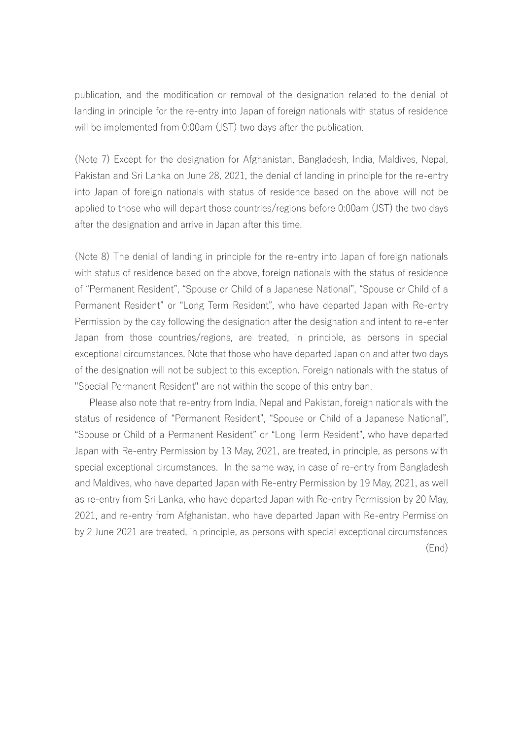publication, and the modification or removal of the designation related to the denial of landing in principle for the re-entry into Japan of foreign nationals with status of residence will be implemented from 0:00am (JST) two days after the publication.

(Note 7) Except for the designation for Afghanistan, Bangladesh, India, Maldives, Nepal, Pakistan and Sri Lanka on June 28, 2021, the denial of landing in principle for the re-entry into Japan of foreign nationals with status of residence based on the above will not be applied to those who will depart those countries/regions before 0:00am (JST) the two days after the designation and arrive in Japan after this time.

(Note 8) The denial of landing in principle for the re-entry into Japan of foreign nationals with status of residence based on the above, foreign nationals with the status of residence of "Permanent Resident", "Spouse or Child of a Japanese National", "Spouse or Child of a Permanent Resident" or "Long Term Resident", who have departed Japan with Re-entry Permission by the day following the designation after the designation and intent to re-enter Japan from those countries/regions, are treated, in principle, as persons in special exceptional circumstances. Note that those who have departed Japan on and after two days of the designation will not be subject to this exception. Foreign nationals with the status of "Special Permanent Resident" are not within the scope of this entry ban.

Please also note that re-entry from India, Nepal and Pakistan, foreign nationals with the status of residence of "Permanent Resident", "Spouse or Child of a Japanese National", "Spouse or Child of a Permanent Resident" or "Long Term Resident", who have departed Japan with Re-entry Permission by 13 May, 2021, are treated, in principle, as persons with special exceptional circumstances. In the same way, in case of re-entry from Bangladesh and Maldives, who have departed Japan with Re-entry Permission by 19 May, 2021, as well as re-entry from Sri Lanka, who have departed Japan with Re-entry Permission by 20 May, 2021, and re-entry from Afghanistan, who have departed Japan with Re-entry Permission by 2 June 2021 are treated, in principle, as persons with special exceptional circumstances

(End)